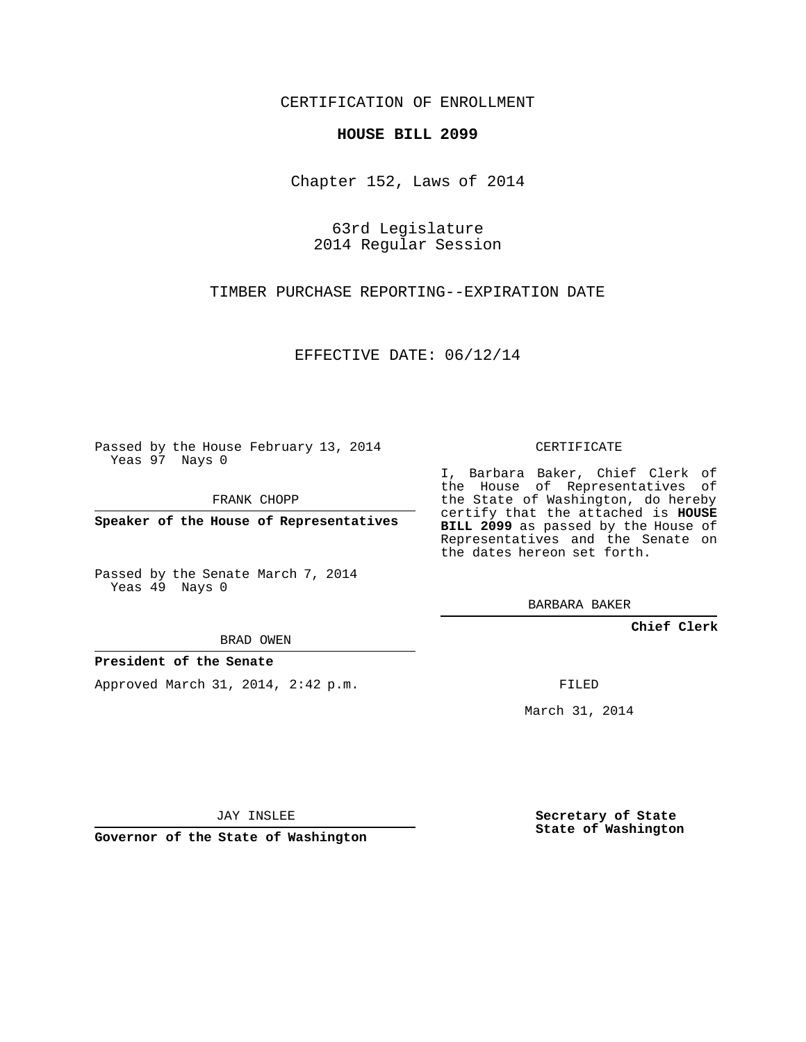CERTIFICATION OF ENROLLMENT

**HOUSE BILL 2099**

Chapter 152, Laws of 2014

63rd Legislature
2014 Regular Session

TIMBER PURCHASE REPORTING--EXPIRATION DATE

EFFECTIVE DATE: 06/12/14

Passed by the House February 13, 2014
Yeas 97 Nays 0

FRANK CHOPP

**Speaker of the House of Representatives**

Passed by the Senate March 7, 2014
Yeas 49 Nays 0

BRAD OWEN

**President of the Senate**

Approved March 31, 2014, 2:42 p.m.

JAY INSLEE

**Governor of the State of Washington**

CERTIFICATE

I, Barbara Baker, Chief Clerk of the House of Representatives of the State of Washington, do hereby certify that the attached is **HOUSE BILL 2099** as passed by the House of Representatives and the Senate on the dates hereon set forth.

BARBARA BAKER

**Chief Clerk**

FILED

March 31, 2014

**Secretary of State**
**State of Washington**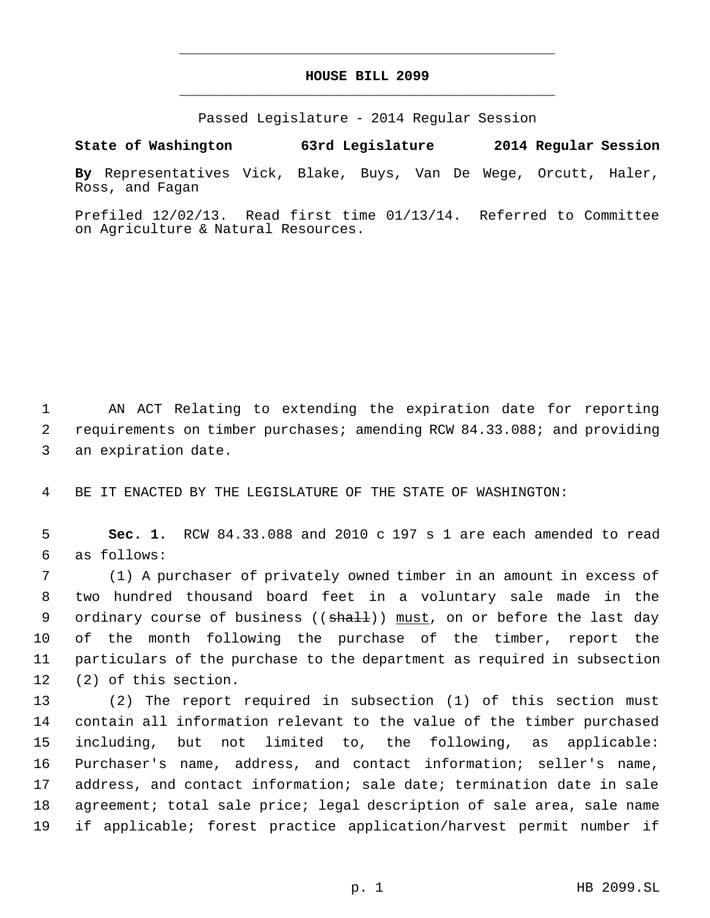# HOUSE BILL 2099

Passed Legislature - 2014 Regular Session

**State of Washington 63rd Legislature 2014 Regular Session**

**By** Representatives Vick, Blake, Buys, Van De Wege, Orcutt, Haler, Ross, and Fagan

Prefiled 12/02/13. Read first time 01/13/14. Referred to Committee on Agriculture & Natural Resources.

AN ACT Relating to extending the expiration date for reporting requirements on timber purchases; amending RCW 84.33.088; and providing an expiration date.

BE IT ENACTED BY THE LEGISLATURE OF THE STATE OF WASHINGTON:

**Sec. 1.** RCW 84.33.088 and 2010 c 197 s 1 are each amended to read as follows:

(1) A purchaser of privately owned timber in an amount in excess of two hundred thousand board feet in a voluntary sale made in the ordinary course of business ((~~shall~~)) must, on or before the last day of the month following the purchase of the timber, report the particulars of the purchase to the department as required in subsection (2) of this section.

(2) The report required in subsection (1) of this section must contain all information relevant to the value of the timber purchased including, but not limited to, the following, as applicable: Purchaser's name, address, and contact information; seller's name, address, and contact information; sale date; termination date in sale agreement; total sale price; legal description of sale area, sale name if applicable; forest practice application/harvest permit number if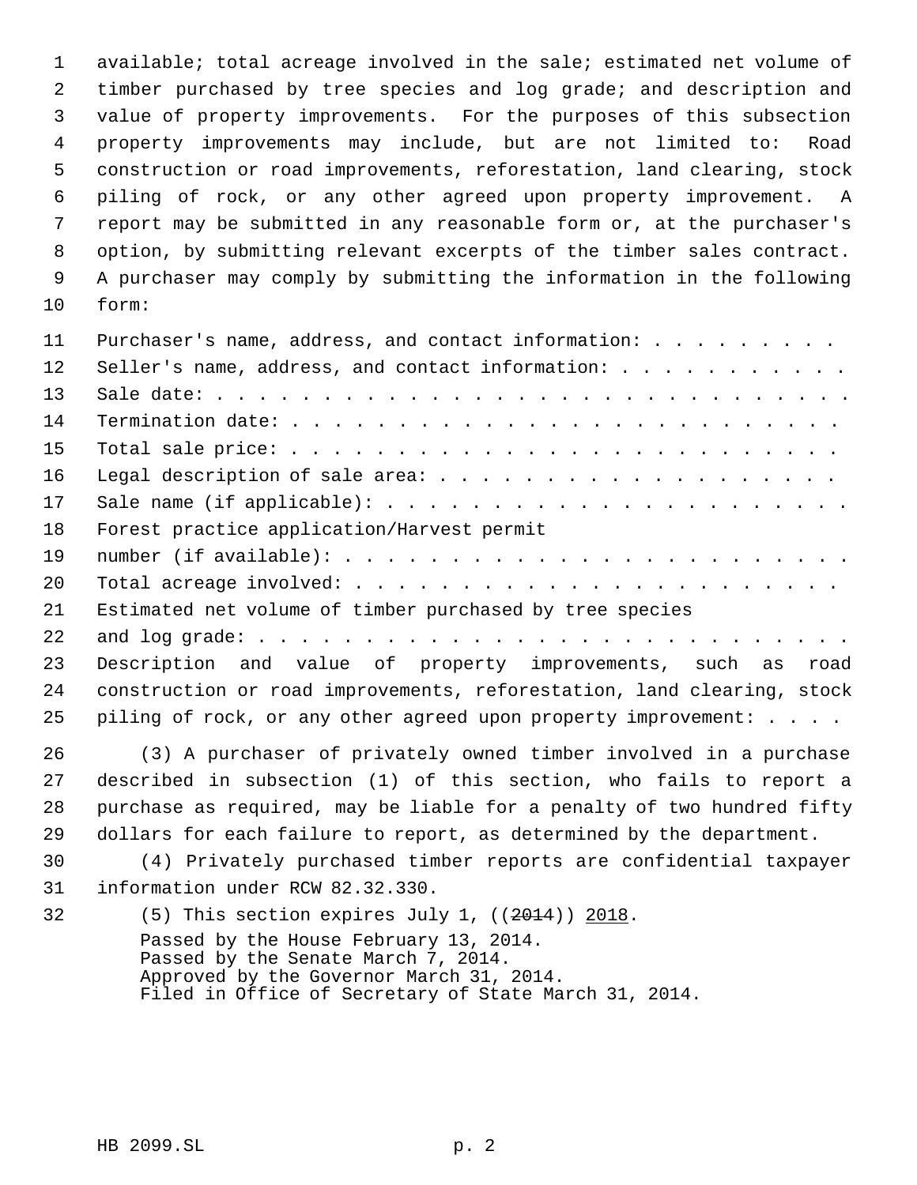available; total acreage involved in the sale; estimated net volume of timber purchased by tree species and log grade; and description and value of property improvements. For the purposes of this subsection property improvements may include, but are not limited to: Road construction or road improvements, reforestation, land clearing, stock piling of rock, or any other agreed upon property improvement. A report may be submitted in any reasonable form or, at the purchaser's option, by submitting relevant excerpts of the timber sales contract. A purchaser may comply by submitting the information in the following form:

Purchaser's name, address, and contact information: . . . . . . . . .
Seller's name, address, and contact information: . . . . . . . . . . .
Sale date: . . . . . . . . . . . . . . . . . . . . . . . . . . . . . .
Termination date: . . . . . . . . . . . . . . . . . . . . . . . . . .
Total sale price: . . . . . . . . . . . . . . . . . . . . . . . . . .
Legal description of sale area: . . . . . . . . . . . . . . . . . . .
Sale name (if applicable): . . . . . . . . . . . . . . . . . . . . . .
Forest practice application/Harvest permit
number (if available): . . . . . . . . . . . . . . . . . . . . . . . .
Total acreage involved: . . . . . . . . . . . . . . . . . . . . . . .
Estimated net volume of timber purchased by tree species
and log grade: . . . . . . . . . . . . . . . . . . . . . . . . . . . .
Description and value of property improvements, such as road construction or road improvements, reforestation, land clearing, stock piling of rock, or any other agreed upon property improvement: . . . .

(3) A purchaser of privately owned timber involved in a purchase described in subsection (1) of this section, who fails to report a purchase as required, may be liable for a penalty of two hundred fifty dollars for each failure to report, as determined by the department.

(4) Privately purchased timber reports are confidential taxpayer information under RCW 82.32.330.

(5) This section expires July 1, ((~~2014~~)) <u>2018</u>.

Passed by the House February 13, 2014.
Passed by the Senate March 7, 2014.
Approved by the Governor March 31, 2014.
Filed in Office of Secretary of State March 31, 2014.